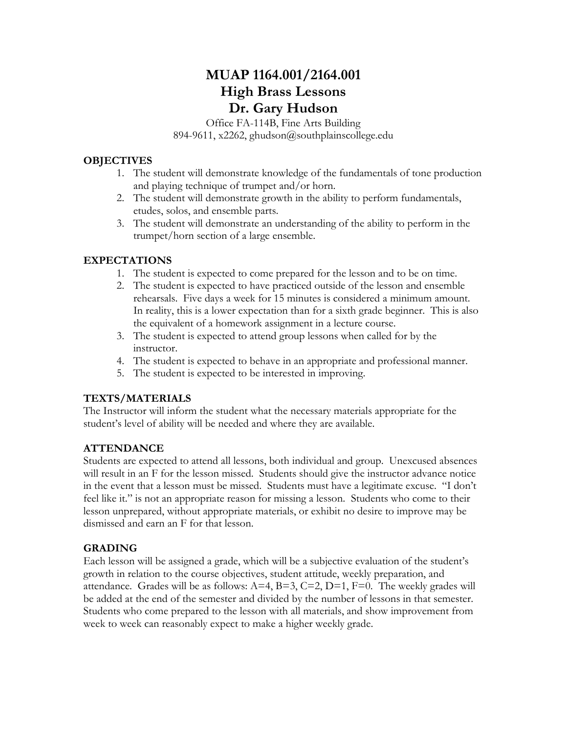# MUAP 1164.001/2164.001
# High Brass Lessons
# Dr. Gary Hudson

Office FA-114B, Fine Arts Building
894-9611, x2262, ghudson@southplainscollege.edu

## OBJECTIVES

1. The student will demonstrate knowledge of the fundamentals of tone production and playing technique of trumpet and/or horn.
2. The student will demonstrate growth in the ability to perform fundamentals, etudes, solos, and ensemble parts.
3. The student will demonstrate an understanding of the ability to perform in the trumpet/horn section of a large ensemble.

## EXPECTATIONS

1. The student is expected to come prepared for the lesson and to be on time.
2. The student is expected to have practiced outside of the lesson and ensemble rehearsals. Five days a week for 15 minutes is considered a minimum amount. In reality, this is a lower expectation than for a sixth grade beginner. This is also the equivalent of a homework assignment in a lecture course.
3. The student is expected to attend group lessons when called for by the instructor.
4. The student is expected to behave in an appropriate and professional manner.
5. The student is expected to be interested in improving.

## TEXTS/MATERIALS

The Instructor will inform the student what the necessary materials appropriate for the student's level of ability will be needed and where they are available.

## ATTENDANCE

Students are expected to attend all lessons, both individual and group. Unexcused absences will result in an F for the lesson missed. Students should give the instructor advance notice in the event that a lesson must be missed. Students must have a legitimate excuse. "I don't feel like it." is not an appropriate reason for missing a lesson. Students who come to their lesson unprepared, without appropriate materials, or exhibit no desire to improve may be dismissed and earn an F for that lesson.

## GRADING

Each lesson will be assigned a grade, which will be a subjective evaluation of the student's growth in relation to the course objectives, student attitude, weekly preparation, and attendance. Grades will be as follows: A=4, B=3, C=2, D=1, F=0. The weekly grades will be added at the end of the semester and divided by the number of lessons in that semester. Students who come prepared to the lesson with all materials, and show improvement from week to week can reasonably expect to make a higher weekly grade.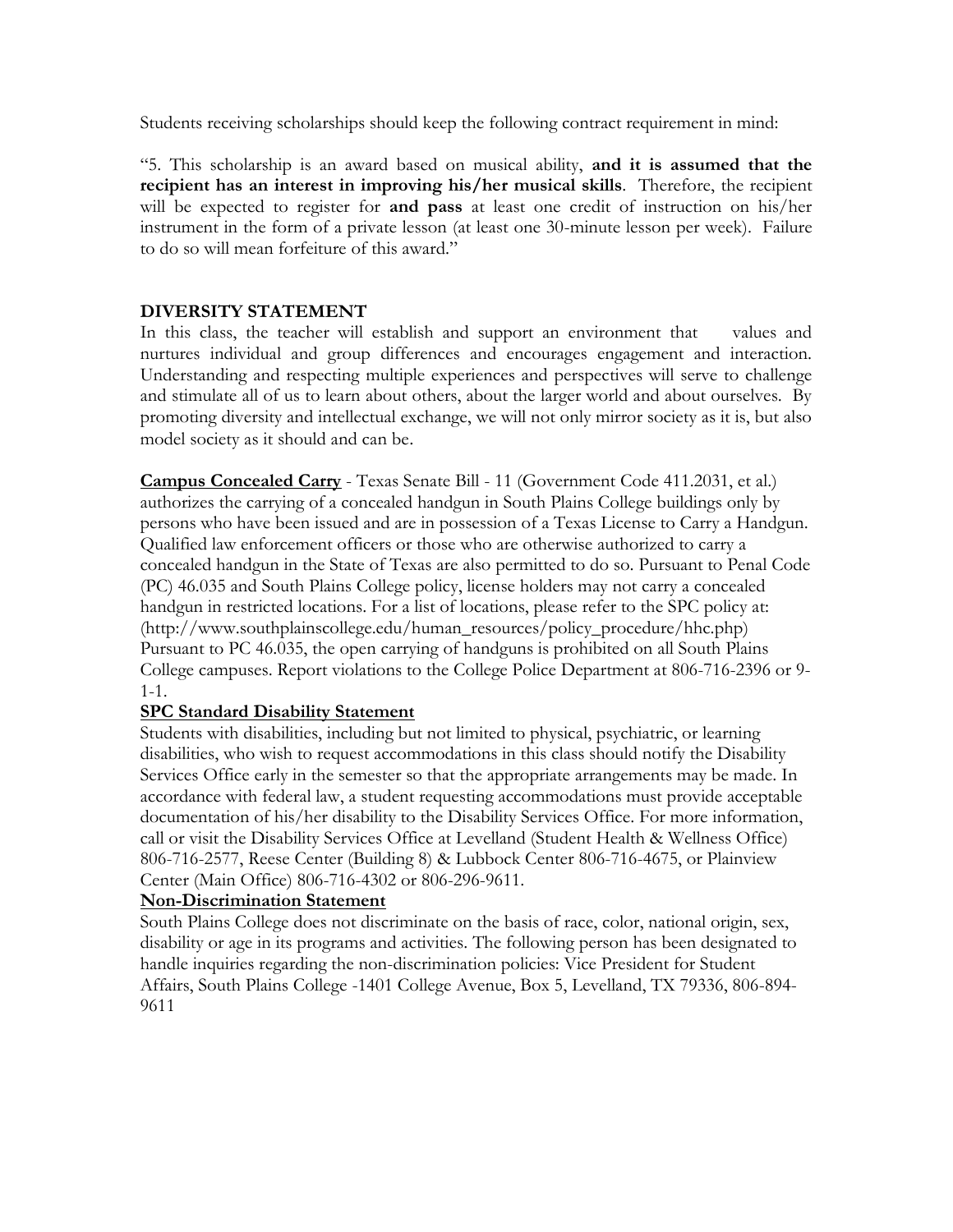Students receiving scholarships should keep the following contract requirement in mind:

"5. This scholarship is an award based on musical ability, **and it is assumed that the recipient has an interest in improving his/her musical skills**. Therefore, the recipient will be expected to register for **and pass** at least one credit of instruction on his/her instrument in the form of a private lesson (at least one 30-minute lesson per week). Failure to do so will mean forfeiture of this award."

**DIVERSITY STATEMENT**

In this class, the teacher will establish and support an environment that values and nurtures individual and group differences and encourages engagement and interaction. Understanding and respecting multiple experiences and perspectives will serve to challenge and stimulate all of us to learn about others, about the larger world and about ourselves. By promoting diversity and intellectual exchange, we will not only mirror society as it is, but also model society as it should and can be.

**Campus Concealed Carry** - Texas Senate Bill - 11 (Government Code 411.2031, et al.) authorizes the carrying of a concealed handgun in South Plains College buildings only by persons who have been issued and are in possession of a Texas License to Carry a Handgun. Qualified law enforcement officers or those who are otherwise authorized to carry a concealed handgun in the State of Texas are also permitted to do so. Pursuant to Penal Code (PC) 46.035 and South Plains College policy, license holders may not carry a concealed handgun in restricted locations. For a list of locations, please refer to the SPC policy at: (http://www.southplainscollege.edu/human_resources/policy_procedure/hhc.php) Pursuant to PC 46.035, the open carrying of handguns is prohibited on all South Plains College campuses. Report violations to the College Police Department at 806-716-2396 or 9-1-1.

**SPC Standard Disability Statement**

Students with disabilities, including but not limited to physical, psychiatric, or learning disabilities, who wish to request accommodations in this class should notify the Disability Services Office early in the semester so that the appropriate arrangements may be made. In accordance with federal law, a student requesting accommodations must provide acceptable documentation of his/her disability to the Disability Services Office. For more information, call or visit the Disability Services Office at Levelland (Student Health & Wellness Office) 806-716-2577, Reese Center (Building 8) & Lubbock Center 806-716-4675, or Plainview Center (Main Office) 806-716-4302 or 806-296-9611.

**Non-Discrimination Statement**

South Plains College does not discriminate on the basis of race, color, national origin, sex, disability or age in its programs and activities. The following person has been designated to handle inquiries regarding the non-discrimination policies: Vice President for Student Affairs, South Plains College -1401 College Avenue, Box 5, Levelland, TX 79336, 806-894-9611